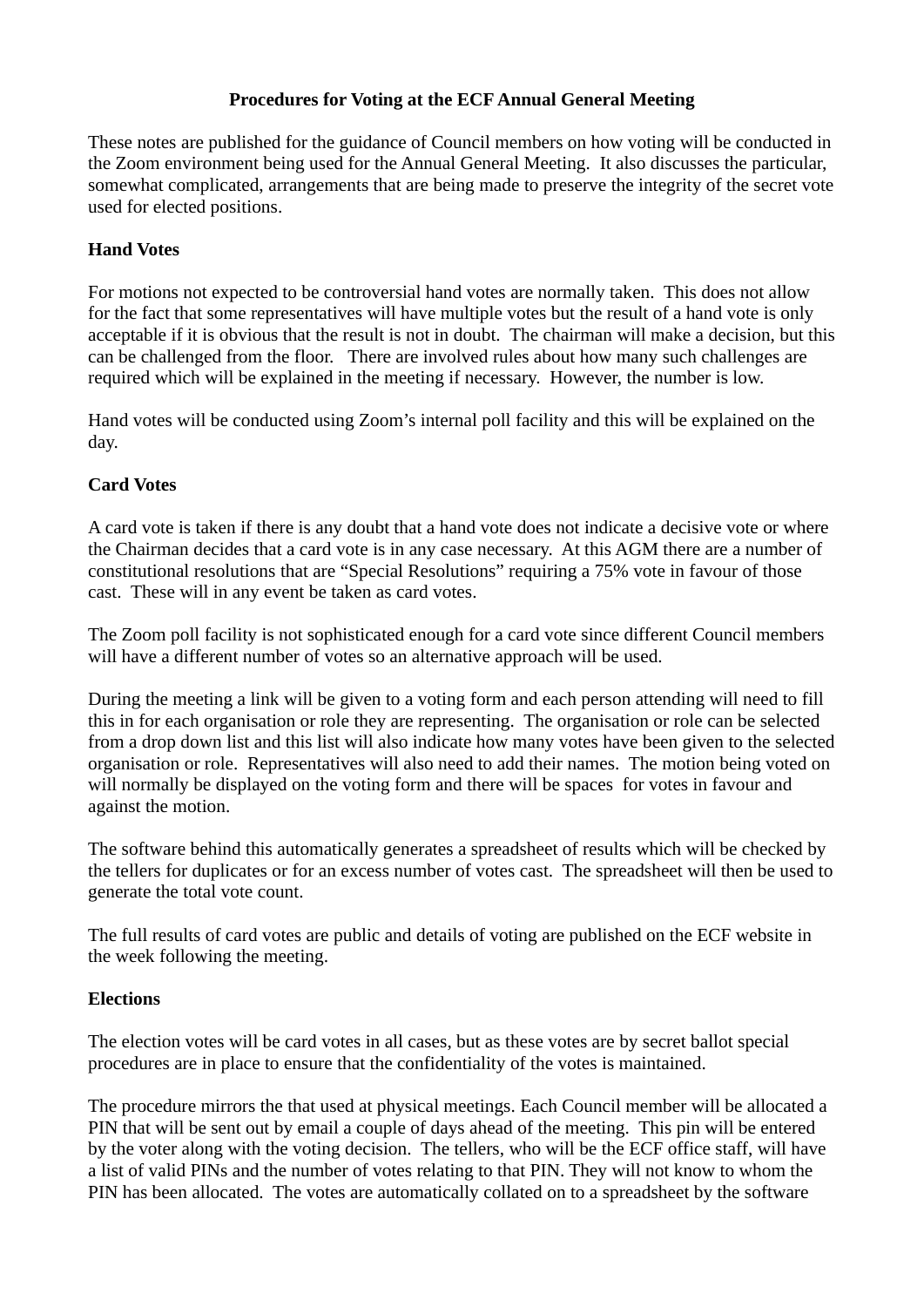# Procedures for Voting at the ECF Annual General Meeting

These notes are published for the guidance of Council members on how voting will be conducted in the Zoom environment being used for the Annual General Meeting. It also discusses the particular, somewhat complicated, arrangements that are being made to preserve the integrity of the secret vote used for elected positions.

## Hand Votes

For motions not expected to be controversial hand votes are normally taken. This does not allow for the fact that some representatives will have multiple votes but the result of a hand vote is only acceptable if it is obvious that the result is not in doubt. The chairman will make a decision, but this can be challenged from the floor. There are involved rules about how many such challenges are required which will be explained in the meeting if necessary. However, the number is low.

Hand votes will be conducted using Zoom's internal poll facility and this will be explained on the day.

## Card Votes

A card vote is taken if there is any doubt that a hand vote does not indicate a decisive vote or where the Chairman decides that a card vote is in any case necessary. At this AGM there are a number of constitutional resolutions that are "Special Resolutions" requiring a 75% vote in favour of those cast. These will in any event be taken as card votes.

The Zoom poll facility is not sophisticated enough for a card vote since different Council members will have a different number of votes so an alternative approach will be used.

During the meeting a link will be given to a voting form and each person attending will need to fill this in for each organisation or role they are representing. The organisation or role can be selected from a drop down list and this list will also indicate how many votes have been given to the selected organisation or role. Representatives will also need to add their names. The motion being voted on will normally be displayed on the voting form and there will be spaces for votes in favour and against the motion.

The software behind this automatically generates a spreadsheet of results which will be checked by the tellers for duplicates or for an excess number of votes cast. The spreadsheet will then be used to generate the total vote count.

The full results of card votes are public and details of voting are published on the ECF website in the week following the meeting.

## Elections

The election votes will be card votes in all cases, but as these votes are by secret ballot special procedures are in place to ensure that the confidentiality of the votes is maintained.

The procedure mirrors the that used at physical meetings. Each Council member will be allocated a PIN that will be sent out by email a couple of days ahead of the meeting. This pin will be entered by the voter along with the voting decision. The tellers, who will be the ECF office staff, will have a list of valid PINs and the number of votes relating to that PIN. They will not know to whom the PIN has been allocated. The votes are automatically collated on to a spreadsheet by the software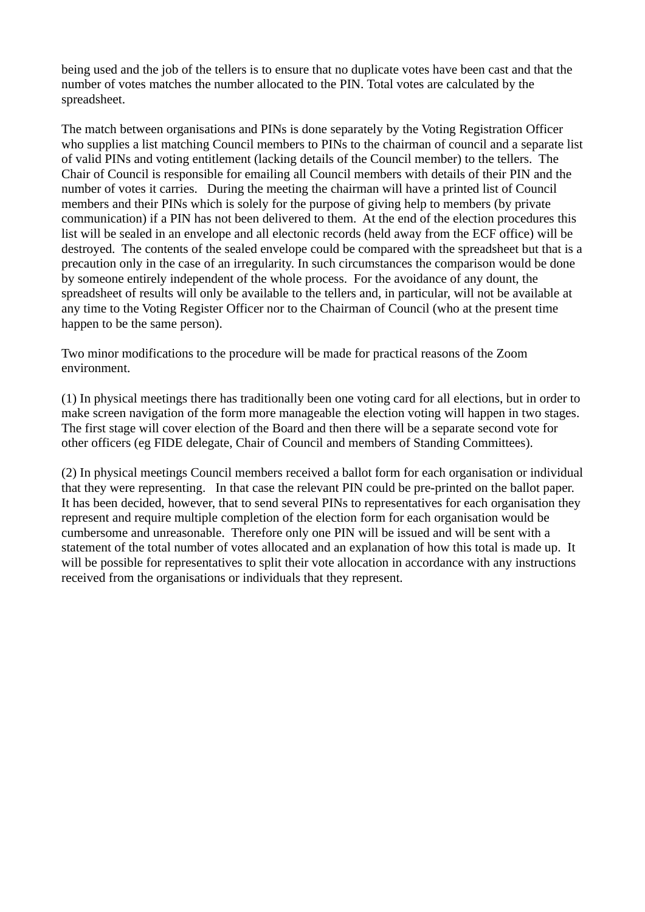being used and the job of the tellers is to ensure that no duplicate votes have been cast and that the number of votes matches the number allocated to the PIN. Total votes are calculated by the spreadsheet.

The match between organisations and PINs is done separately by the Voting Registration Officer who supplies a list matching Council members to PINs to the chairman of council and a separate list of valid PINs and voting entitlement (lacking details of the Council member) to the tellers. The Chair of Council is responsible for emailing all Council members with details of their PIN and the number of votes it carries. During the meeting the chairman will have a printed list of Council members and their PINs which is solely for the purpose of giving help to members (by private communication) if a PIN has not been delivered to them. At the end of the election procedures this list will be sealed in an envelope and all electonic records (held away from the ECF office) will be destroyed. The contents of the sealed envelope could be compared with the spreadsheet but that is a precaution only in the case of an irregularity. In such circumstances the comparison would be done by someone entirely independent of the whole process. For the avoidance of any dount, the spreadsheet of results will only be available to the tellers and, in particular, will not be available at any time to the Voting Register Officer nor to the Chairman of Council (who at the present time happen to be the same person).

Two minor modifications to the procedure will be made for practical reasons of the Zoom environment.

(1) In physical meetings there has traditionally been one voting card for all elections, but in order to make screen navigation of the form more manageable the election voting will happen in two stages. The first stage will cover election of the Board and then there will be a separate second vote for other officers (eg FIDE delegate, Chair of Council and members of Standing Committees).

(2) In physical meetings Council members received a ballot form for each organisation or individual that they were representing. In that case the relevant PIN could be pre-printed on the ballot paper. It has been decided, however, that to send several PINs to representatives for each organisation they represent and require multiple completion of the election form for each organisation would be cumbersome and unreasonable. Therefore only one PIN will be issued and will be sent with a statement of the total number of votes allocated and an explanation of how this total is made up. It will be possible for representatives to split their vote allocation in accordance with any instructions received from the organisations or individuals that they represent.